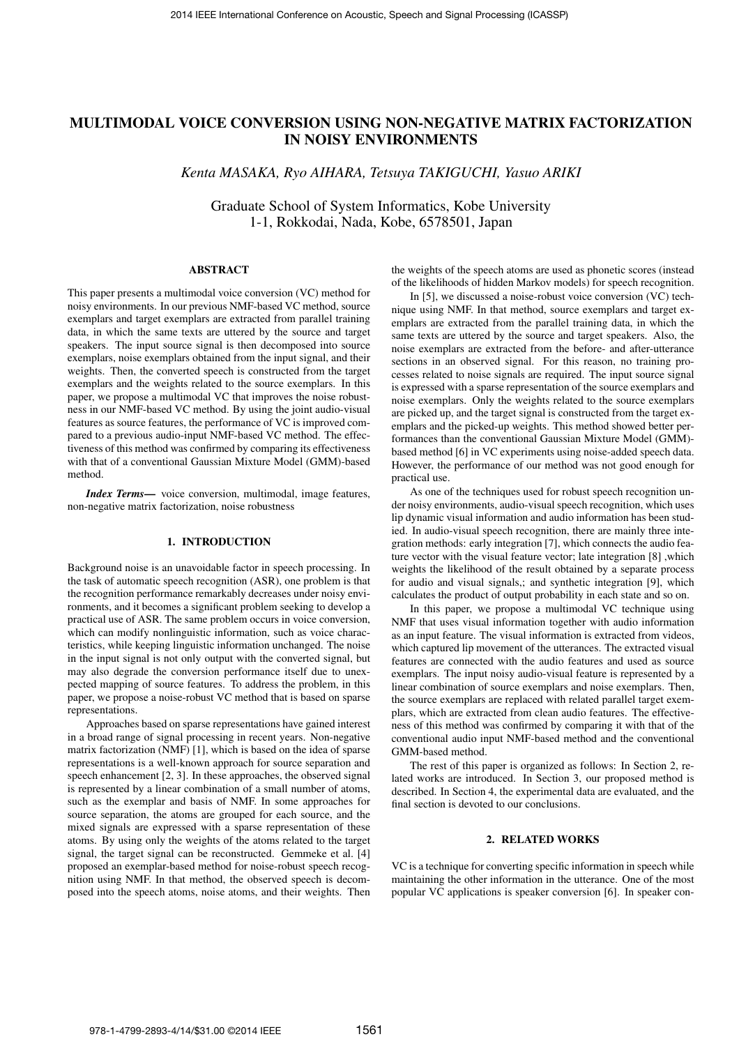# MULTIMODAL VOICE CONVERSION USING NON-NEGATIVE MATRIX FACTORIZATION IN NOISY ENVIRONMENTS

*Kenta MASAKA, Ryo AIHARA, Tetsuya TAKIGUCHI, Yasuo ARIKI*

Graduate School of System Informatics, Kobe University
1-1, Rokkodai, Nada, Kobe, 6578501, Japan

## ABSTRACT

This paper presents a multimodal voice conversion (VC) method for noisy environments. In our previous NMF-based VC method, source exemplars and target exemplars are extracted from parallel training data, in which the same texts are uttered by the source and target speakers. The input source signal is then decomposed into source exemplars, noise exemplars obtained from the input signal, and their weights. Then, the converted speech is constructed from the target exemplars and the weights related to the source exemplars. In this paper, we propose a multimodal VC that improves the noise robustness in our NMF-based VC method. By using the joint audio-visual features as source features, the performance of VC is improved compared to a previous audio-input NMF-based VC method. The effectiveness of this method was confirmed by comparing its effectiveness with that of a conventional Gaussian Mixture Model (GMM)-based method.

***Index Terms*—** voice conversion, multimodal, image features, non-negative matrix factorization, noise robustness

## 1. INTRODUCTION

Background noise is an unavoidable factor in speech processing. In the task of automatic speech recognition (ASR), one problem is that the recognition performance remarkably decreases under noisy environments, and it becomes a significant problem seeking to develop a practical use of ASR. The same problem occurs in voice conversion, which can modify nonlinguistic information, such as voice characteristics, while keeping linguistic information unchanged. The noise in the input signal is not only output with the converted signal, but may also degrade the conversion performance itself due to unexpected mapping of source features. To address the problem, in this paper, we propose a noise-robust VC method that is based on sparse representations.

Approaches based on sparse representations have gained interest in a broad range of signal processing in recent years. Non-negative matrix factorization (NMF) [1], which is based on the idea of sparse representations is a well-known approach for source separation and speech enhancement [2, 3]. In these approaches, the observed signal is represented by a linear combination of a small number of atoms, such as the exemplar and basis of NMF. In some approaches for source separation, the atoms are grouped for each source, and the mixed signals are expressed with a sparse representation of these atoms. By using only the weights of the atoms related to the target signal, the target signal can be reconstructed. Gemmeke et al. [4] proposed an exemplar-based method for noise-robust speech recognition using NMF. In that method, the observed speech is decomposed into the speech atoms, noise atoms, and their weights. Then the weights of the speech atoms are used as phonetic scores (instead of the likelihoods of hidden Markov models) for speech recognition.

In [5], we discussed a noise-robust voice conversion (VC) technique using NMF. In that method, source exemplars and target exemplars are extracted from the parallel training data, in which the same texts are uttered by the source and target speakers. Also, the noise exemplars are extracted from the before- and after-utterance sections in an observed signal. For this reason, no training processes related to noise signals are required. The input source signal is expressed with a sparse representation of the source exemplars and noise exemplars. Only the weights related to the source exemplars are picked up, and the target signal is constructed from the target exemplars and the picked-up weights. This method showed better performances than the conventional Gaussian Mixture Model (GMM)-based method [6] in VC experiments using noise-added speech data. However, the performance of our method was not good enough for practical use.

As one of the techniques used for robust speech recognition under noisy environments, audio-visual speech recognition, which uses lip dynamic visual information and audio information has been studied. In audio-visual speech recognition, there are mainly three integration methods: early integration [7], which connects the audio feature vector with the visual feature vector; late integration [8] ,which weights the likelihood of the result obtained by a separate process for audio and visual signals,; and synthetic integration [9], which calculates the product of output probability in each state and so on.

In this paper, we propose a multimodal VC technique using NMF that uses visual information together with audio information as an input feature. The visual information is extracted from videos, which captured lip movement of the utterances. The extracted visual features are connected with the audio features and used as source exemplars. The input noisy audio-visual feature is represented by a linear combination of source exemplars and noise exemplars. Then, the source exemplars are replaced with related parallel target exemplars, which are extracted from clean audio features. The effectiveness of this method was confirmed by comparing it with that of the conventional audio input NMF-based method and the conventional GMM-based method.

The rest of this paper is organized as follows: In Section 2, related works are introduced. In Section 3, our proposed method is described. In Section 4, the experimental data are evaluated, and the final section is devoted to our conclusions.

## 2. RELATED WORKS

VC is a technique for converting specific information in speech while maintaining the other information in the utterance. One of the most popular VC applications is speaker conversion [6]. In speaker con-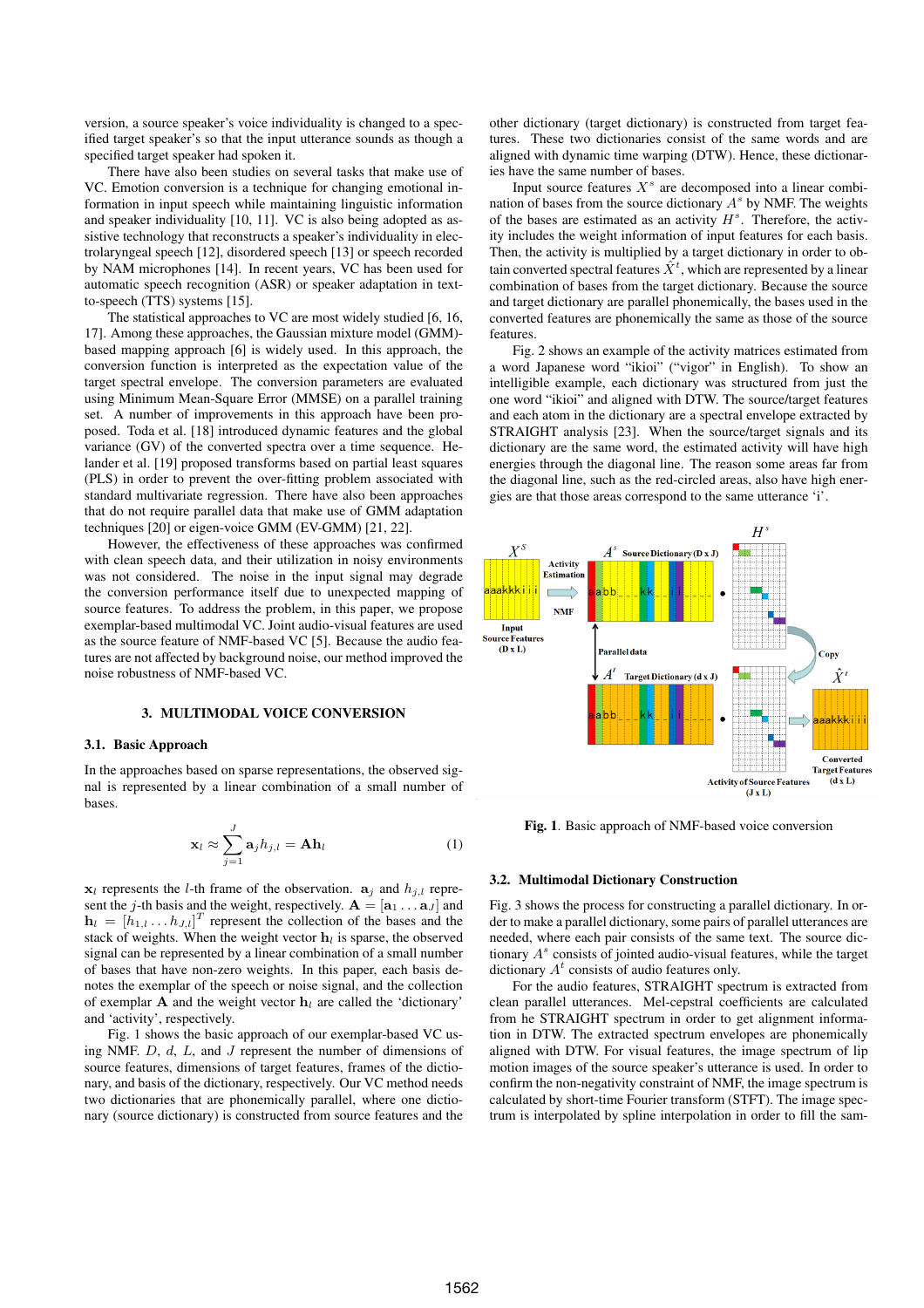version, a source speaker's voice individuality is changed to a specified target speaker's so that the input utterance sounds as though a specified target speaker had spoken it.

There have also been studies on several tasks that make use of VC. Emotion conversion is a technique for changing emotional information in input speech while maintaining linguistic information and speaker individuality [10, 11]. VC is also being adopted as assistive technology that reconstructs a speaker's individuality in electrolaryngeal speech [12], disordered speech [13] or speech recorded by NAM microphones [14]. In recent years, VC has been used for automatic speech recognition (ASR) or speaker adaptation in text-to-speech (TTS) systems [15].

The statistical approaches to VC are most widely studied [6, 16, 17]. Among these approaches, the Gaussian mixture model (GMM)-based mapping approach [6] is widely used. In this approach, the conversion function is interpreted as the expectation value of the target spectral envelope. The conversion parameters are evaluated using Minimum Mean-Square Error (MMSE) on a parallel training set. A number of improvements in this approach have been proposed. Toda et al. [18] introduced dynamic features and the global variance (GV) of the converted spectra over a time sequence. Helander et al. [19] proposed transforms based on partial least squares (PLS) in order to prevent the over-fitting problem associated with standard multivariate regression. There have also been approaches that do not require parallel data that make use of GMM adaptation techniques [20] or eigen-voice GMM (EV-GMM) [21, 22].

However, the effectiveness of these approaches was confirmed with clean speech data, and their utilization in noisy environments was not considered. The noise in the input signal may degrade the conversion performance itself due to unexpected mapping of source features. To address the problem, in this paper, we propose exemplar-based multimodal VC. Joint audio-visual features are used as the source feature of NMF-based VC [5]. Because the audio features are not affected by background noise, our method improved the noise robustness of NMF-based VC.

## 3. MULTIMODAL VOICE CONVERSION

### 3.1. Basic Approach

In the approaches based on sparse representations, the observed signal is represented by a linear combination of a small number of bases.

$$\mathbf{x}_l \approx \sum_{j=1}^{J} \mathbf{a}_j h_{j,l} = \mathbf{A}\mathbf{h}_l \tag{1}$$

$\mathbf{x}_l$ represents the $l$-th frame of the observation. $\mathbf{a}_j$ and $h_{j,l}$ represent the $j$-th basis and the weight, respectively. $\mathbf{A} = [\mathbf{a}_1 \ldots \mathbf{a}_J]$ and $\mathbf{h}_l = [h_{1,l} \ldots h_{J,l}]^T$ represent the collection of the bases and the stack of weights. When the weight vector $\mathbf{h}_l$ is sparse, the observed signal can be represented by a linear combination of a small number of bases that have non-zero weights. In this paper, each basis denotes the exemplar of the speech or noise signal, and the collection of exemplar $\mathbf{A}$ and the weight vector $\mathbf{h}_l$ are called the 'dictionary' and 'activity', respectively.

Fig. 1 shows the basic approach of our exemplar-based VC using NMF. $D$, $d$, $L$, and $J$ represent the number of dimensions of source features, dimensions of target features, frames of the dictionary, and basis of the dictionary, respectively. Our VC method needs two dictionaries that are phonemically parallel, where one dictionary (source dictionary) is constructed from source features and the other dictionary (target dictionary) is constructed from target features. These two dictionaries consist of the same words and are aligned with dynamic time warping (DTW). Hence, these dictionaries have the same number of bases.

Input source features $X^s$ are decomposed into a linear combination of bases from the source dictionary $A^s$ by NMF. The weights of the bases are estimated as an activity $H^s$. Therefore, the activity includes the weight information of input features for each basis. Then, the activity is multiplied by a target dictionary in order to obtain converted spectral features $\hat{X}^t$, which are represented by a linear combination of bases from the target dictionary. Because the source and target dictionary are parallel phonemically, the bases used in the converted features are phonemically the same as those of the source features.

Fig. 2 shows an example of the activity matrices estimated from a word Japanese word "ikioi" ("vigor" in English). To show an intelligible example, each dictionary was structured from just the one word "ikioi" and aligned with DTW. The source/target features and each atom in the dictionary are a spectral envelope extracted by STRAIGHT analysis [23]. When the source/target signals and its dictionary are the same word, the estimated activity will have high energies through the diagonal line. The reason some areas far from the diagonal line, such as the red-circled areas, also have high energies are that those areas correspond to the same utterance 'i'.

**Fig. 1**. Basic approach of NMF-based voice conversion

### 3.2. Multimodal Dictionary Construction

Fig. 3 shows the process for constructing a parallel dictionary. In order to make a parallel dictionary, some pairs of parallel utterances are needed, where each pair consists of the same text. The source dictionary $A^s$ consists of jointed audio-visual features, while the target dictionary $A^t$ consists of audio features only.

For the audio features, STRAIGHT spectrum is extracted from clean parallel utterances. Mel-cepstral coefficients are calculated from he STRAIGHT spectrum in order to get alignment information in DTW. The extracted spectrum envelopes are phonemically aligned with DTW. For visual features, the image spectrum of lip motion images of the source speaker's utterance is used. In order to confirm the non-negativity constraint of NMF, the image spectrum is calculated by short-time Fourier transform (STFT). The image spectrum is interpolated by spline interpolation in order to fill the sam-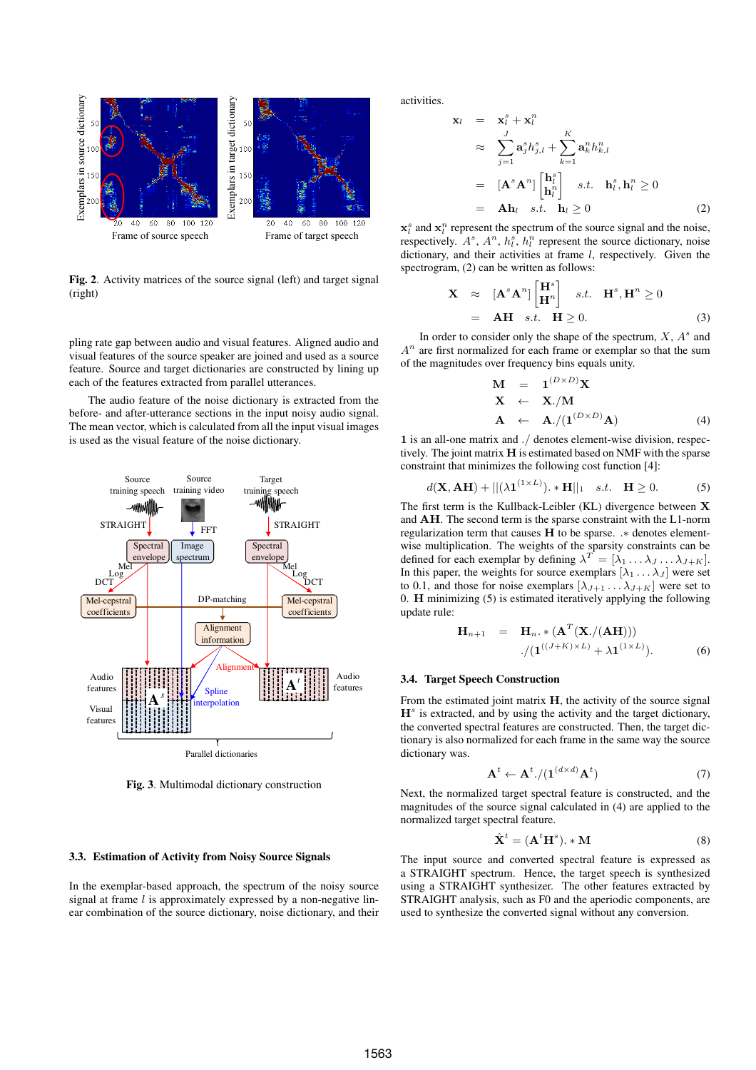**Fig. 2**. Activity matrices of the source signal (left) and target signal (right)

pling rate gap between audio and visual features. Aligned audio and visual features of the source speaker are joined and used as a source feature. Source and target dictionaries are constructed by lining up each of the features extracted from parallel utterances.

The audio feature of the noise dictionary is extracted from the before- and after-utterance sections in the input noisy audio signal. The mean vector, which is calculated from all the input visual images is used as the visual feature of the noise dictionary.

**Fig. 3**. Multimodal dictionary construction

### 3.3. Estimation of Activity from Noisy Source Signals

In the exemplar-based approach, the spectrum of the noisy source signal at frame $l$ is approximately expressed by a non-negative linear combination of the source dictionary, noise dictionary, and their activities.

$$
\begin{aligned}
\mathbf{x}_l &= \mathbf{x}_l^s + \mathbf{x}_l^n \\
&\approx \sum_{j=1}^{J} \mathbf{a}_j^s h_{j,l}^s + \sum_{k=1}^{K} \mathbf{a}_k^n h_{k,l}^n \\
&= [\mathbf{A}^s \mathbf{A}^n] \begin{bmatrix} \mathbf{h}_l^s \\ \mathbf{h}_l^n \end{bmatrix} \quad s.t. \quad \mathbf{h}_l^s, \mathbf{h}_l^n \geq 0 \\
&= \mathbf{A}\mathbf{h}_l \quad s.t. \quad \mathbf{h}_l \geq 0
\end{aligned} \tag{2}
$$

$\mathbf{x}_l^s$ and $\mathbf{x}_l^n$ represent the spectrum of the source signal and the noise, respectively. $A^s$, $A^n$, $h_l^s$, $h_l^n$ represent the source dictionary, noise dictionary, and their activities at frame $l$, respectively. Given the spectrogram, (2) can be written as follows:

$$
\begin{aligned}
\mathbf{X} &\approx [\mathbf{A}^s \mathbf{A}^n] \begin{bmatrix} \mathbf{H}^s \\ \mathbf{H}^n \end{bmatrix} \quad s.t. \quad \mathbf{H}^s, \mathbf{H}^n \geq 0 \\
&= \mathbf{A}\mathbf{H} \quad s.t. \quad \mathbf{H} \geq 0.
\end{aligned} \tag{3}
$$

In order to consider only the shape of the spectrum, $X$, $A^s$ and $A^n$ are first normalized for each frame or exemplar so that the sum of the magnitudes over frequency bins equals unity.

$$
\begin{aligned}
\mathbf{M} &= \mathbf{1}^{(D\times D)}\mathbf{X} \\
\mathbf{X} &\leftarrow \mathbf{X}./\mathbf{M} \\
\mathbf{A} &\leftarrow \mathbf{A}./(\mathbf{1}^{(D\times D)}\mathbf{A})
\end{aligned} \tag{4}
$$

$\mathbf{1}$ is an all-one matrix and $./$ denotes element-wise division, respectively. The joint matrix $\mathbf{H}$ is estimated based on NMF with the sparse constraint that minimizes the following cost function [4]:

$$
d(\mathbf{X}, \mathbf{A}\mathbf{H}) + ||(\lambda \mathbf{1}^{(1\times L)}).*\mathbf{H}||_1 \quad s.t. \quad \mathbf{H} \geq 0. \tag{5}
$$

The first term is the Kullback-Leibler (KL) divergence between $\mathbf{X}$ and $\mathbf{A}\mathbf{H}$. The second term is the sparse constraint with the L1-norm regularization term that causes $\mathbf{H}$ to be sparse. $.*$ denotes element-wise multiplication. The weights of the sparsity constraints can be defined for each exemplar by defining $\lambda^T = [\lambda_1 \ldots \lambda_J \ldots \lambda_{J+K}]$. In this paper, the weights for source exemplars $[\lambda_1 \ldots \lambda_J]$ were set to 0.1, and those for noise exemplars $[\lambda_{J+1} \ldots \lambda_{J+K}]$ were set to 0. $\mathbf{H}$ minimizing (5) is estimated iteratively applying the following update rule:

$$
\begin{aligned}
\mathbf{H}_{n+1} &= \mathbf{H}_n.*(\mathbf{A}^T(\mathbf{X}./(\mathbf{A}\mathbf{H}))) \\
&\quad ./(\mathbf{1}^{((J+K)\times L)} + \lambda \mathbf{1}^{(1\times L)}).
\end{aligned} \tag{6}
$$

### 3.4. Target Speech Construction

From the estimated joint matrix $\mathbf{H}$, the activity of the source signal $\mathbf{H}^s$ is extracted, and by using the activity and the target dictionary, the converted spectral features are constructed. Then, the target dictionary is also normalized for each frame in the same way the source dictionary was.

$$
\mathbf{A}^t \leftarrow \mathbf{A}^t./(\mathbf{1}^{(d\times d)}\mathbf{A}^t) \tag{7}
$$

Next, the normalized target spectral feature is constructed, and the magnitudes of the source signal calculated in (4) are applied to the normalized target spectral feature.

$$
\hat{\mathbf{X}}^t = (\mathbf{A}^t\mathbf{H}^s).*\mathbf{M} \tag{8}
$$

The input source and converted spectral feature is expressed as a STRAIGHT spectrum. Hence, the target speech is synthesized using a STRAIGHT synthesizer. The other features extracted by STRAIGHT analysis, such as F0 and the aperiodic components, are used to synthesize the converted signal without any conversion.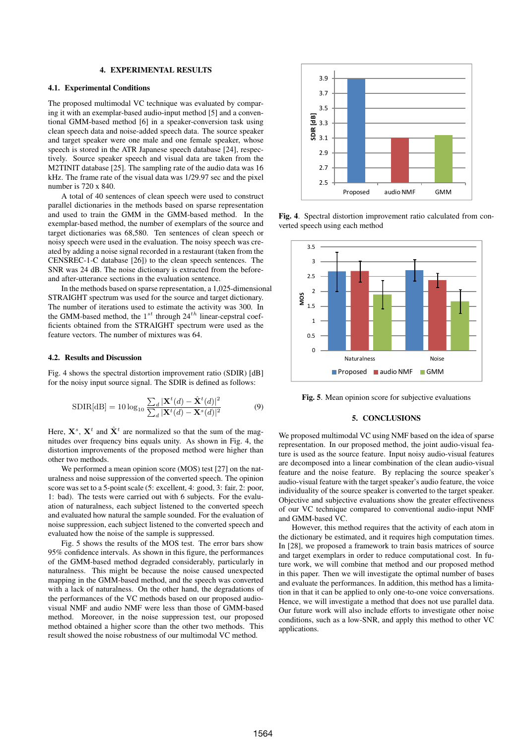## 4. EXPERIMENTAL RESULTS

### 4.1. Experimental Conditions

The proposed multimodal VC technique was evaluated by comparing it with an exemplar-based audio-input method [5] and a conventional GMM-based method [6] in a speaker-conversion task using clean speech data and noise-added speech data. The source speaker and target speaker were one male and one female speaker, whose speech is stored in the ATR Japanese speech database [24], respectively. Source speaker speech and visual data are taken from the M2TINIT database [25]. The sampling rate of the audio data was 16 kHz. The frame rate of the visual data was 1/29.97 sec and the pixel number is 720 x 840.

A total of 40 sentences of clean speech were used to construct parallel dictionaries in the methods based on sparse representation and used to train the GMM in the GMM-based method. In the exemplar-based method, the number of exemplars of the source and target dictionaries was 68,580. Ten sentences of clean speech or noisy speech were used in the evaluation. The noisy speech was created by adding a noise signal recorded in a restaurant (taken from the CENSREC-1-C database [26]) to the clean speech sentences. The SNR was 24 dB. The noise dictionary is extracted from the before- and after-utterance sections in the evaluation sentence.

In the methods based on sparse representation, a 1,025-dimensional STRAIGHT spectrum was used for the source and target dictionary. The number of iterations used to estimate the activity was 300. In the GMM-based method, the $1^{st}$ through $24^{th}$ linear-cepstral coefficients obtained from the STRAIGHT spectrum were used as the feature vectors. The number of mixtures was 64.

### 4.2. Results and Discussion

Fig. 4 shows the spectral distortion improvement ratio (SDIR) [dB] for the noisy input source signal. The SDIR is defined as follows:

$$\text{SDIR[dB]} = 10\log_{10}\frac{\sum_d |\mathbf{X}^t(d) - \hat{\mathbf{X}}^t(d)|^2}{\sum_d |\mathbf{X}^t(d) - \mathbf{X}^s(d)|^2} \tag{9}$$

Here, $\mathbf{X}^s$, $\mathbf{X}^t$ and $\hat{\mathbf{X}}^t$ are normalized so that the sum of the magnitudes over frequency bins equals unity. As shown in Fig. 4, the distortion improvements of the proposed method were higher than other two methods.

We performed a mean opinion score (MOS) test [27] on the naturalness and noise suppression of the converted speech. The opinion score was set to a 5-point scale (5: excellent, 4: good, 3: fair, 2: poor, 1: bad). The tests were carried out with 6 subjects. For the evaluation of naturalness, each subject listened to the converted speech and evaluated how natural the sample sounded. For the evaluation of noise suppression, each subject listened to the converted speech and evaluated how the noise of the sample is suppressed.

Fig. 5 shows the results of the MOS test. The error bars show 95% confidence intervals. As shown in this figure, the performances of the GMM-based method degraded considerably, particularly in naturalness. This might be because the noise caused unexpected mapping in the GMM-based method, and the speech was converted with a lack of naturalness. On the other hand, the degradations of the performances of the VC methods based on our proposed audio-visual NMF and audio NMF were less than those of GMM-based method. Moreover, in the noise suppression test, our proposed method obtained a higher score than the other two methods. This result showed the noise robustness of our multimodal VC method.

**Fig. 4**. Spectral distortion improvement ratio calculated from converted speech using each method

**Fig. 5**. Mean opinion score for subjective evaluations

## 5. CONCLUSIONS

We proposed multimodal VC using NMF based on the idea of sparse representation. In our proposed method, the joint audio-visual feature is used as the source feature. Input noisy audio-visual features are decomposed into a linear combination of the clean audio-visual feature and the noise feature. By replacing the source speaker's audio-visual feature with the target speaker's audio feature, the voice individuality of the source speaker is converted to the target speaker. Objective and subjective evaluations show the greater effectiveness of our VC technique compared to conventional audio-input NMF and GMM-based VC.

However, this method requires that the activity of each atom in the dictionary be estimated, and it requires high computation times. In [28], we proposed a framework to train basis matrices of source and target exemplars in order to reduce computational cost. In future work, we will combine that method and our proposed method in this paper. Then we will investigate the optimal number of bases and evaluate the performances. In addition, this method has a limitation in that it can be applied to only one-to-one voice conversations. Hence, we will investigate a method that does not use parallel data. Our future work will also include efforts to investigate other noise conditions, such as a low-SNR, and apply this method to other VC applications.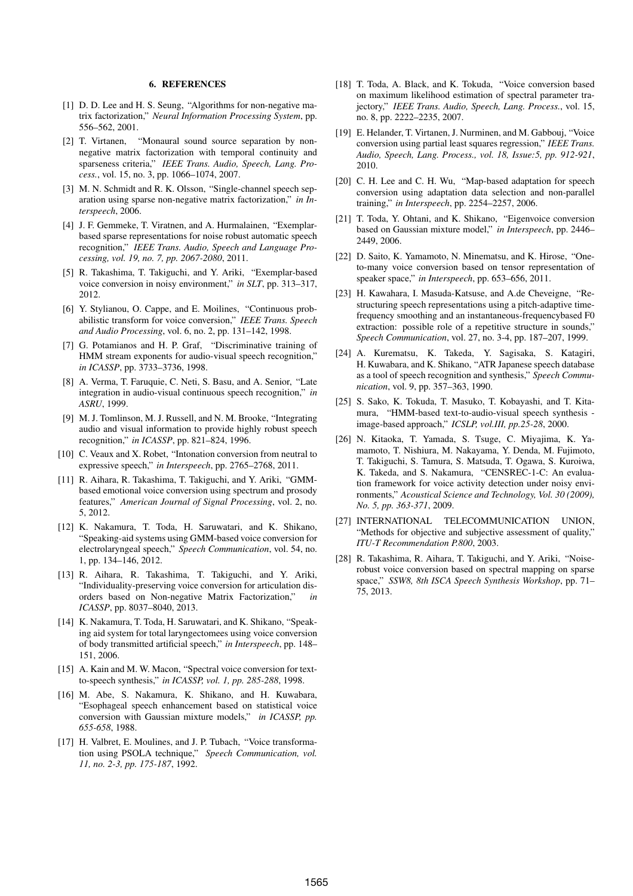## 6. REFERENCES

[1] D. D. Lee and H. S. Seung, "Algorithms for non-negative matrix factorization," *Neural Information Processing System*, pp. 556–562, 2001.

[2] T. Virtanen, "Monaural sound source separation by nonnegative matrix factorization with temporal continuity and sparseness criteria," *IEEE Trans. Audio, Speech, Lang. Process.*, vol. 15, no. 3, pp. 1066–1074, 2007.

[3] M. N. Schmidt and R. K. Olsson, "Single-channel speech separation using sparse non-negative matrix factorization," *in Interspeech*, 2006.

[4] J. F. Gemmeke, T. Viratnen, and A. Hurmalainen, "Exemplar-based sparse representations for noise robust automatic speech recognition," *IEEE Trans. Audio, Speech and Language Processing, vol. 19, no. 7, pp. 2067-2080*, 2011.

[5] R. Takashima, T. Takiguchi, and Y. Ariki, "Exemplar-based voice conversion in noisy environment," *in SLT*, pp. 313–317, 2012.

[6] Y. Stylianou, O. Cappe, and E. Moilines, "Continuous probabilistic transform for voice conversion," *IEEE Trans. Speech and Audio Processing*, vol. 6, no. 2, pp. 131–142, 1998.

[7] G. Potamianos and H. P. Graf, "Discriminative training of HMM stream exponents for audio-visual speech recognition," *in ICASSP*, pp. 3733–3736, 1998.

[8] A. Verma, T. Faruquie, C. Neti, S. Basu, and A. Senior, "Late integration in audio-visual continuous speech recognition," *in ASRU*, 1999.

[9] M. J. Tomlinson, M. J. Russell, and N. M. Brooke, "Integrating audio and visual information to provide highly robust speech recognition," *in ICASSP*, pp. 821–824, 1996.

[10] C. Veaux and X. Robet, "Intonation conversion from neutral to expressive speech," *in Interspeech*, pp. 2765–2768, 2011.

[11] R. Aihara, R. Takashima, T. Takiguchi, and Y. Ariki, "GMM-based emotional voice conversion using spectrum and prosody features," *American Journal of Signal Processing*, vol. 2, no. 5, 2012.

[12] K. Nakamura, T. Toda, H. Saruwatari, and K. Shikano, "Speaking-aid systems using GMM-based voice conversion for electrolaryngeal speech," *Speech Communication*, vol. 54, no. 1, pp. 134–146, 2012.

[13] R. Aihara, R. Takashima, T. Takiguchi, and Y. Ariki, "Individuality-preserving voice conversion for articulation disorders based on Non-negative Matrix Factorization," *in ICASSP*, pp. 8037–8040, 2013.

[14] K. Nakamura, T. Toda, H. Saruwatari, and K. Shikano, "Speaking aid system for total laryngectomees using voice conversion of body transmitted artificial speech," *in Interspeech*, pp. 148–151, 2006.

[15] A. Kain and M. W. Macon, "Spectral voice conversion for text-to-speech synthesis," *in ICASSP, vol. 1, pp. 285-288*, 1998.

[16] M. Abe, S. Nakamura, K. Shikano, and H. Kuwabara, "Esophageal speech enhancement based on statistical voice conversion with Gaussian mixture models," *in ICASSP, pp. 655-658*, 1988.

[17] H. Valbret, E. Moulines, and J. P. Tubach, "Voice transformation using PSOLA technique," *Speech Communication, vol. 11, no. 2-3, pp. 175-187*, 1992.

[18] T. Toda, A. Black, and K. Tokuda, "Voice conversion based on maximum likelihood estimation of spectral parameter trajectory," *IEEE Trans. Audio, Speech, Lang. Process.*, vol. 15, no. 8, pp. 2222–2235, 2007.

[19] E. Helander, T. Virtanen, J. Nurminen, and M. Gabbouj, "Voice conversion using partial least squares regression," *IEEE Trans. Audio, Speech, Lang. Process., vol. 18, Issue:5, pp. 912-921*, 2010.

[20] C. H. Lee and C. H. Wu, "Map-based adaptation for speech conversion using adaptation data selection and non-parallel training," *in Interspeech*, pp. 2254–2257, 2006.

[21] T. Toda, Y. Ohtani, and K. Shikano, "Eigenvoice conversion based on Gaussian mixture model," *in Interspeech*, pp. 2446–2449, 2006.

[22] D. Saito, K. Yamamoto, N. Minematsu, and K. Hirose, "One-to-many voice conversion based on tensor representation of speaker space," *in Interspeech*, pp. 653–656, 2011.

[23] H. Kawahara, I. Masuda-Katsuse, and A.de Cheveigne, "Restructuring speech representations using a pitch-adaptive time-frequency smoothing and an instantaneous-frequencybased F0 extraction: possible role of a repetitive structure in sounds," *Speech Communication*, vol. 27, no. 3-4, pp. 187–207, 1999.

[24] A. Kurematsu, K. Takeda, Y. Sagisaka, S. Katagiri, H. Kuwabara, and K. Shikano, "ATR Japanese speech database as a tool of speech recognition and synthesis," *Speech Communication*, vol. 9, pp. 357–363, 1990.

[25] S. Sako, K. Tokuda, T. Masuko, T. Kobayashi, and T. Kitamura, "HMM-based text-to-audio-visual speech synthesis - image-based approach," *ICSLP, vol.III, pp.25-28*, 2000.

[26] N. Kitaoka, T. Yamada, S. Tsuge, C. Miyajima, K. Yamamoto, T. Nishiura, M. Nakayama, Y. Denda, M. Fujimoto, T. Takiguchi, S. Tamura, S. Matsuda, T. Ogawa, S. Kuroiwa, K. Takeda, and S. Nakamura, "CENSREC-1-C: An evaluation framework for voice activity detection under noisy environments," *Acoustical Science and Technology, Vol. 30 (2009), No. 5, pp. 363-371*, 2009.

[27] INTERNATIONAL TELECOMMUNICATION UNION, "Methods for objective and subjective assessment of quality," *ITU-T Recommendation P.800*, 2003.

[28] R. Takashima, R. Aihara, T. Takiguchi, and Y. Ariki, "Noise-robust voice conversion based on spectral mapping on sparse space," *SSW8, 8th ISCA Speech Synthesis Workshop*, pp. 71–75, 2013.